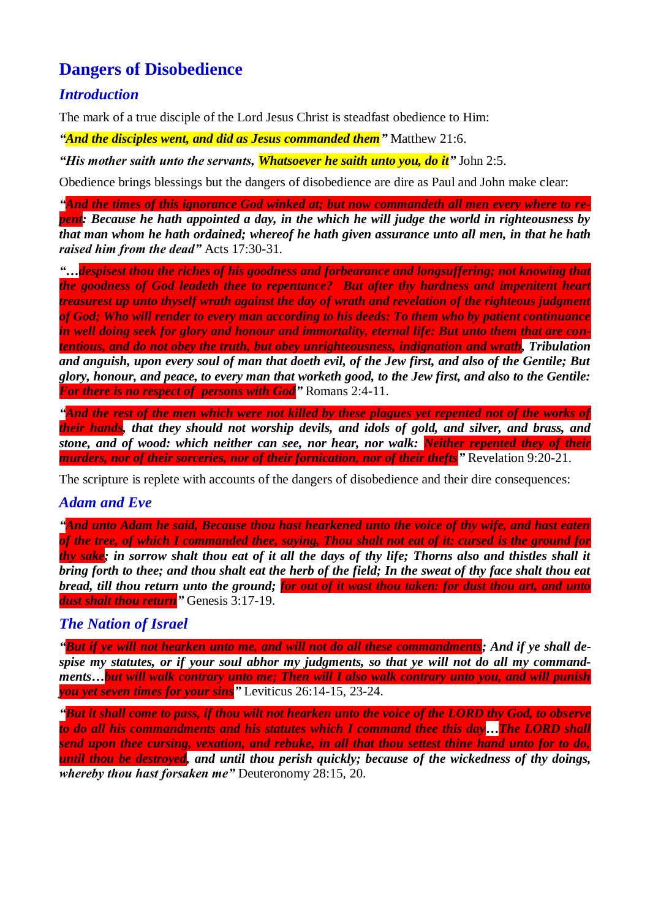# Dangers of Disobedience

## *Introduction*

The mark of a true disciple of the Lord Jesus Christ is steadfast obedience to Him:

***"And the disciples went, and did as Jesus commanded them"*** Matthew 21:6.

***"His mother saith unto the servants, Whatsoever he saith unto you, do it"*** John 2:5.

Obedience brings blessings but the dangers of disobedience are dire as Paul and John make clear:

***"And the times of this ignorance God winked at; but now commandeth all men every where to repent: Because he hath appointed a day, in the which he will judge the world in righteousness by that man whom he hath ordained; whereof he hath given assurance unto all men, in that he hath raised him from the dead"*** Acts 17:30-31.

***"…despisest thou the riches of his goodness and forbearance and longsuffering; not knowing that the goodness of God leadeth thee to repentance? But after thy hardness and impenitent heart treasurest up unto thyself wrath against the day of wrath and revelation of the righteous judgment of God; Who will render to every man according to his deeds: To them who by patient continuance in well doing seek for glory and honour and immortality, eternal life: But unto them that are contentious, and do not obey the truth, but obey unrighteousness, indignation and wrath, Tribulation and anguish, upon every soul of man that doeth evil, of the Jew first, and also of the Gentile; But glory, honour, and peace, to every man that worketh good, to the Jew first, and also to the Gentile: For there is no respect of persons with God"*** Romans 2:4-11.

***"And the rest of the men which were not killed by these plagues yet repented not of the works of their hands, that they should not worship devils, and idols of gold, and silver, and brass, and stone, and of wood: which neither can see, nor hear, nor walk: Neither repented they of their murders, nor of their sorceries, nor of their fornication, nor of their thefts"*** Revelation 9:20-21.

The scripture is replete with accounts of the dangers of disobedience and their dire consequences:

## *Adam and Eve*

***"And unto Adam he said, Because thou hast hearkened unto the voice of thy wife, and hast eaten of the tree, of which I commanded thee, saying, Thou shalt not eat of it: cursed is the ground for thy sake; in sorrow shalt thou eat of it all the days of thy life; Thorns also and thistles shall it bring forth to thee; and thou shalt eat the herb of the field; In the sweat of thy face shalt thou eat bread, till thou return unto the ground; for out of it wast thou taken: for dust thou art, and unto dust shalt thou return"*** Genesis 3:17-19.

## *The Nation of Israel*

***"But if ye will not hearken unto me, and will not do all these commandments; And if ye shall despise my statutes, or if your soul abhor my judgments, so that ye will not do all my commandments…but will walk contrary unto me; Then will I also walk contrary unto you, and will punish you yet seven times for your sins"*** Leviticus 26:14-15, 23-24.

***"But it shall come to pass, if thou wilt not hearken unto the voice of the LORD thy God, to observe to do all his commandments and his statutes which I command thee this day…The LORD shall send upon thee cursing, vexation, and rebuke, in all that thou settest thine hand unto for to do, until thou be destroyed, and until thou perish quickly; because of the wickedness of thy doings, whereby thou hast forsaken me"*** Deuteronomy 28:15, 20.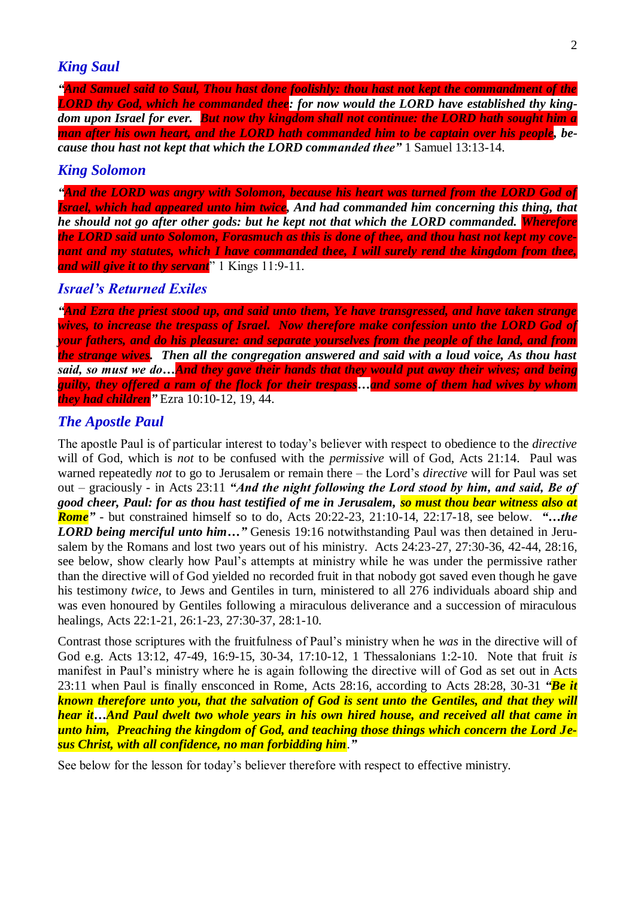## *King Saul*

***"And Samuel said to Saul, Thou hast done foolishly: thou hast not kept the commandment of the LORD thy God, which he commanded thee: for now would the LORD have established thy kingdom upon Israel for ever. But now thy kingdom shall not continue: the LORD hath sought him a man after his own heart, and the LORD hath commanded him to be captain over his people, because thou hast not kept that which the LORD commanded thee"*** 1 Samuel 13:13-14.

## *King Solomon*

***"And the LORD was angry with Solomon, because his heart was turned from the LORD God of Israel, which had appeared unto him twice, And had commanded him concerning this thing, that he should not go after other gods: but he kept not that which the LORD commanded. Wherefore the LORD said unto Solomon, Forasmuch as this is done of thee, and thou hast not kept my covenant and my statutes, which I have commanded thee, I will surely rend the kingdom from thee, and will give it to thy servant"*** 1 Kings 11:9-11.

## *Israel's Returned Exiles*

***"And Ezra the priest stood up, and said unto them, Ye have transgressed, and have taken strange wives, to increase the trespass of Israel. Now therefore make confession unto the LORD God of your fathers, and do his pleasure: and separate yourselves from the people of the land, and from the strange wives. Then all the congregation answered and said with a loud voice, As thou hast said, so must we do…And they gave their hands that they would put away their wives; and being guilty, they offered a ram of the flock for their trespass…and some of them had wives by whom they had children"*** Ezra 10:10-12, 19, 44.

## *The Apostle Paul*

The apostle Paul is of particular interest to today's believer with respect to obedience to the *directive* will of God, which is *not* to be confused with the *permissive* will of God, Acts 21:14. Paul was warned repeatedly *not* to go to Jerusalem or remain there – the Lord's *directive* will for Paul was set out – graciously - in Acts 23:11 ***"And the night following the Lord stood by him, and said, Be of good cheer, Paul: for as thou hast testified of me in Jerusalem, so must thou bear witness also at Rome"*** - but constrained himself so to do, Acts 20:22-23, 21:10-14, 22:17-18, see below. ***"…the LORD being merciful unto him…"*** Genesis 19:16 notwithstanding Paul was then detained in Jerusalem by the Romans and lost two years out of his ministry. Acts 24:23-27, 27:30-36, 42-44, 28:16, see below, show clearly how Paul's attempts at ministry while he was under the permissive rather than the directive will of God yielded no recorded fruit in that nobody got saved even though he gave his testimony *twice*, to Jews and Gentiles in turn, ministered to all 276 individuals aboard ship and was even honoured by Gentiles following a miraculous deliverance and a succession of miraculous healings, Acts 22:1-21, 26:1-23, 27:30-37, 28:1-10.

Contrast those scriptures with the fruitfulness of Paul's ministry when he *was* in the directive will of God e.g. Acts 13:12, 47-49, 16:9-15, 30-34, 17:10-12, 1 Thessalonians 1:2-10. Note that fruit *is* manifest in Paul's ministry where he is again following the directive will of God as set out in Acts 23:11 when Paul is finally ensconced in Rome, Acts 28:16, according to Acts 28:28, 30-31 ***"Be it known therefore unto you, that the salvation of God is sent unto the Gentiles, and that they will hear it…And Paul dwelt two whole years in his own hired house, and received all that came in unto him, Preaching the kingdom of God, and teaching those things which concern the Lord Jesus Christ, with all confidence, no man forbidding him."***

See below for the lesson for today's believer therefore with respect to effective ministry.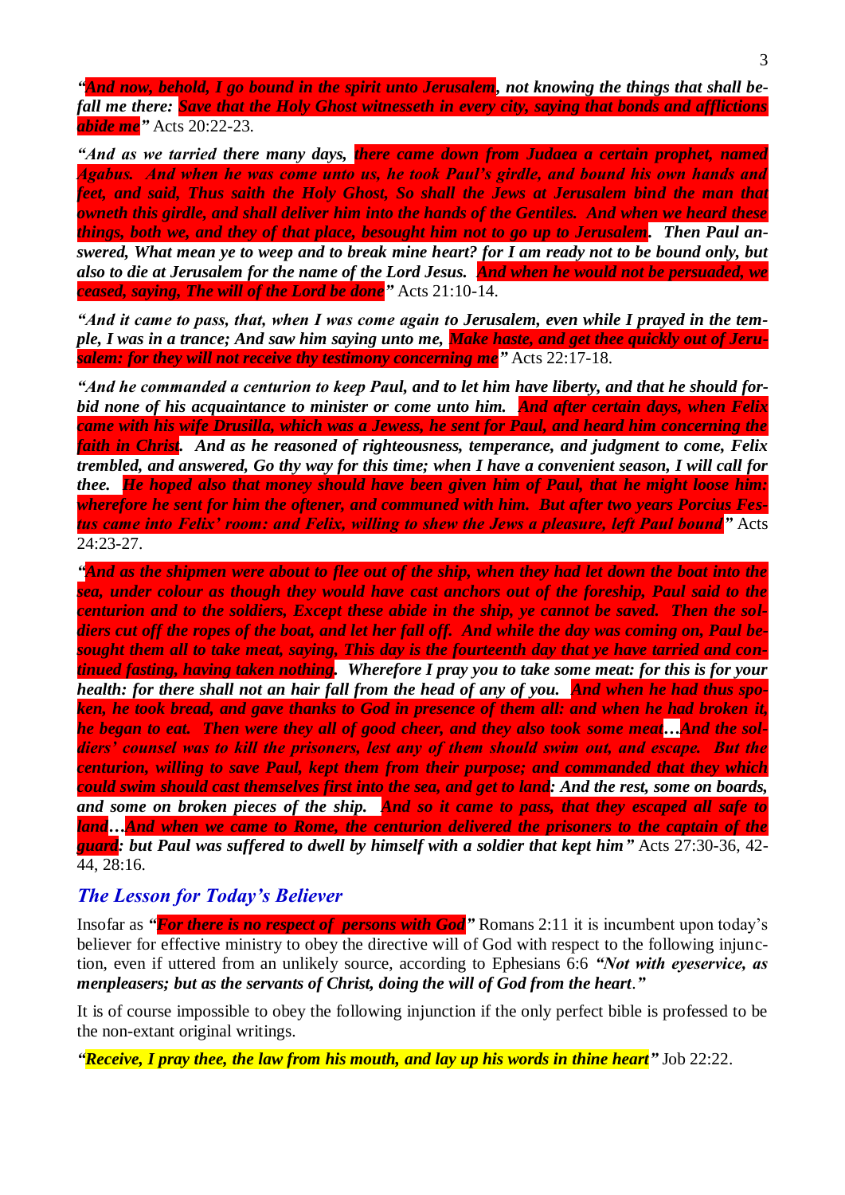*"And now, behold, I go bound in the spirit unto Jerusalem, not knowing the things that shall befall me there: Save that the Holy Ghost witnesseth in every city, saying that bonds and afflictions abide me"* Acts 20:22-23.

*"And as we tarried there many days, there came down from Judaea a certain prophet, named Agabus. And when he was come unto us, he took Paul's girdle, and bound his own hands and feet, and said, Thus saith the Holy Ghost, So shall the Jews at Jerusalem bind the man that owneth this girdle, and shall deliver him into the hands of the Gentiles. And when we heard these things, both we, and they of that place, besought him not to go up to Jerusalem. Then Paul answered, What mean ye to weep and to break mine heart? for I am ready not to be bound only, but also to die at Jerusalem for the name of the Lord Jesus. And when he would not be persuaded, we ceased, saying, The will of the Lord be done"* Acts 21:10-14.

*"And it came to pass, that, when I was come again to Jerusalem, even while I prayed in the temple, I was in a trance; And saw him saying unto me, Make haste, and get thee quickly out of Jerusalem: for they will not receive thy testimony concerning me"* Acts 22:17-18.

*"And he commanded a centurion to keep Paul, and to let him have liberty, and that he should forbid none of his acquaintance to minister or come unto him. And after certain days, when Felix came with his wife Drusilla, which was a Jewess, he sent for Paul, and heard him concerning the faith in Christ. And as he reasoned of righteousness, temperance, and judgment to come, Felix trembled, and answered, Go thy way for this time; when I have a convenient season, I will call for thee. He hoped also that money should have been given him of Paul, that he might loose him: wherefore he sent for him the oftener, and communed with him. But after two years Porcius Festus came into Felix' room: and Felix, willing to shew the Jews a pleasure, left Paul bound"* Acts 24:23-27.

*"And as the shipmen were about to flee out of the ship, when they had let down the boat into the sea, under colour as though they would have cast anchors out of the foreship, Paul said to the centurion and to the soldiers, Except these abide in the ship, ye cannot be saved. Then the soldiers cut off the ropes of the boat, and let her fall off. And while the day was coming on, Paul besought them all to take meat, saying, This day is the fourteenth day that ye have tarried and continued fasting, having taken nothing. Wherefore I pray you to take some meat: for this is for your health: for there shall not an hair fall from the head of any of you. And when he had thus spoken, he took bread, and gave thanks to God in presence of them all: and when he had broken it, he began to eat. Then were they all of good cheer, and they also took some meat…And the soldiers' counsel was to kill the prisoners, lest any of them should swim out, and escape. But the centurion, willing to save Paul, kept them from their purpose; and commanded that they which could swim should cast themselves first into the sea, and get to land: And the rest, some on boards, and some on broken pieces of the ship. And so it came to pass, that they escaped all safe to land…And when we came to Rome, the centurion delivered the prisoners to the captain of the guard: but Paul was suffered to dwell by himself with a soldier that kept him"* Acts 27:30-36, 42-44, 28:16.

## *The Lesson for Today's Believer*

Insofar as ***"For there is no respect of persons with God"*** Romans 2:11 it is incumbent upon today's believer for effective ministry to obey the directive will of God with respect to the following injunction, even if uttered from an unlikely source, according to Ephesians 6:6 ***"Not with eyeservice, as menpleasers; but as the servants of Christ, doing the will of God from the heart."***

It is of course impossible to obey the following injunction if the only perfect bible is professed to be the non-extant original writings.

***"Receive, I pray thee, the law from his mouth, and lay up his words in thine heart"*** Job 22:22.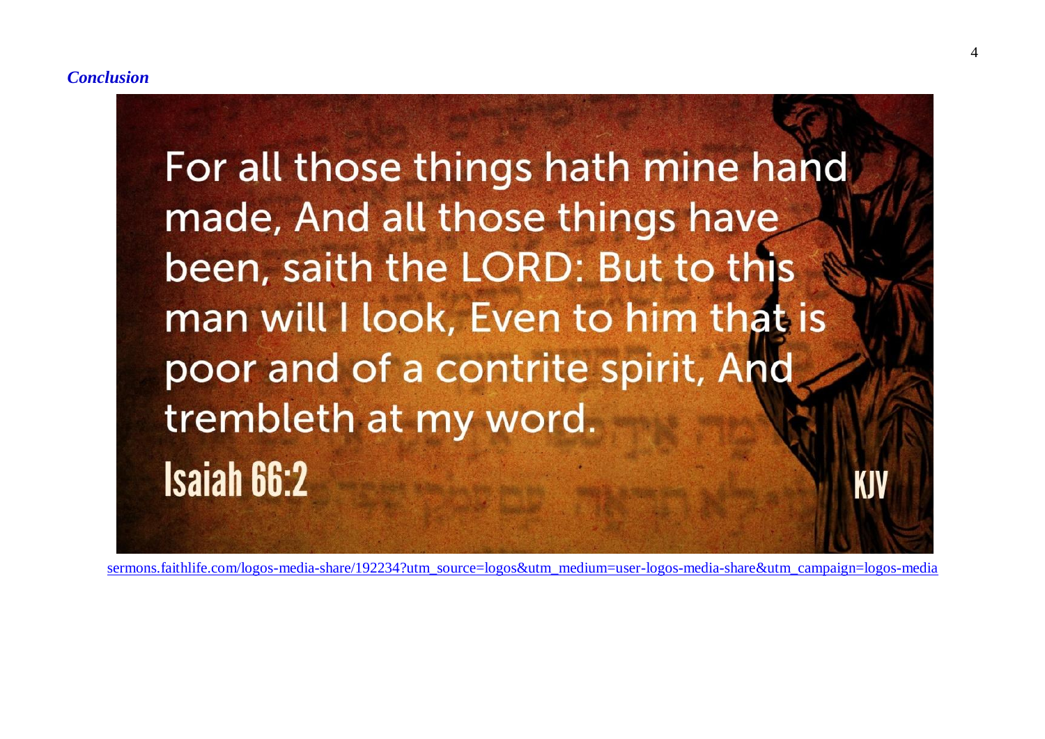***Conclusion***

For all those things hath mine hand made, And all those things have been, saith the LORD: But to this man will I look, Even to him that is poor and of a contrite spirit, And trembleth at my word.

Isaiah 66:2

KJV

sermons.faithlife.com/logos-media-share/192234?utm_source=logos&utm_medium=user-logos-media-share&utm_campaign=logos-media